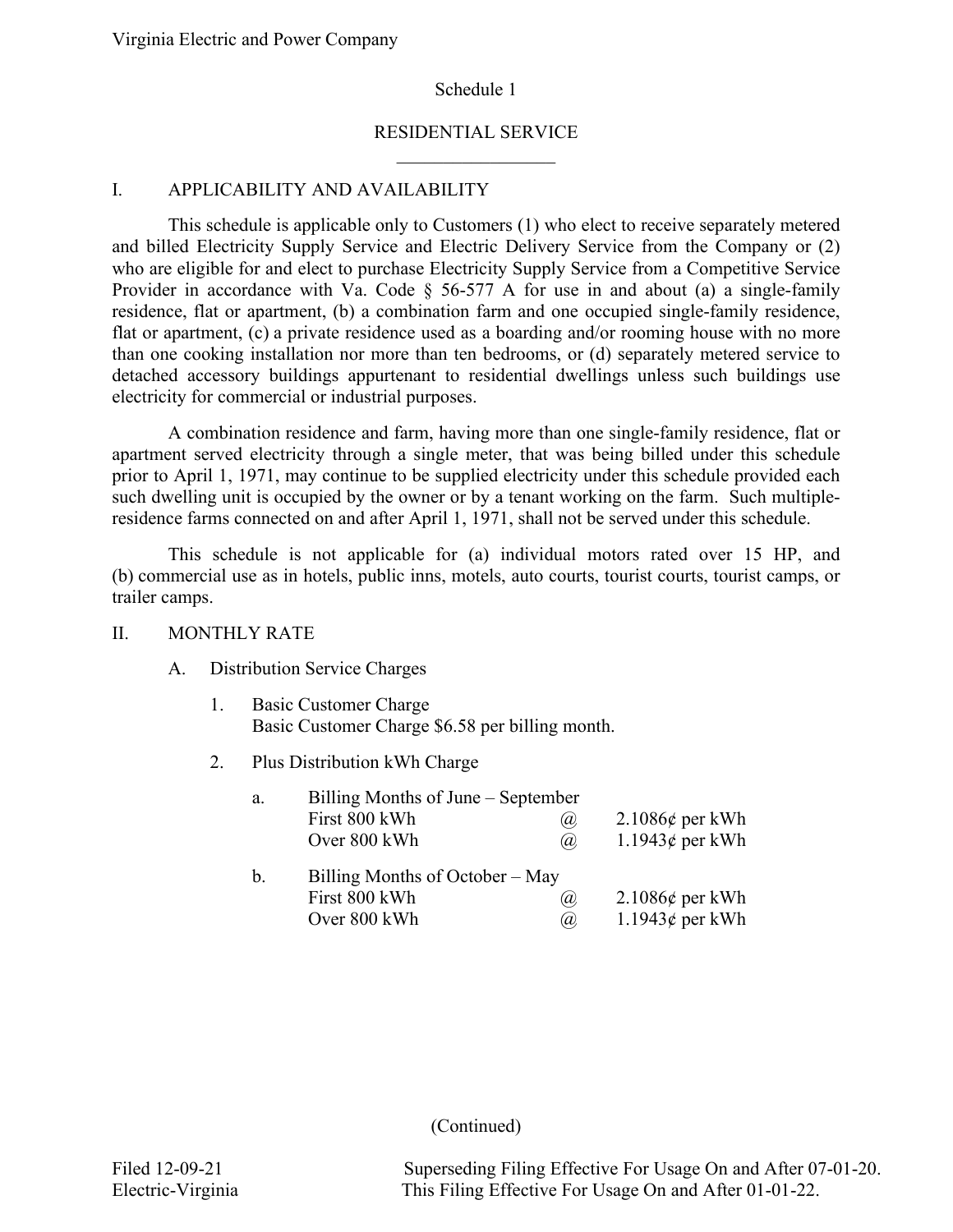Virginia Electric and Power Company

Schedule 1

# RESIDENTIAL SERVICE

## I. APPLICABILITY AND AVAILABILITY

This schedule is applicable only to Customers (1) who elect to receive separately metered and billed Electricity Supply Service and Electric Delivery Service from the Company or (2) who are eligible for and elect to purchase Electricity Supply Service from a Competitive Service Provider in accordance with Va. Code § 56-577 A for use in and about (a) a single-family residence, flat or apartment, (b) a combination farm and one occupied single-family residence, flat or apartment, (c) a private residence used as a boarding and/or rooming house with no more than one cooking installation nor more than ten bedrooms, or (d) separately metered service to detached accessory buildings appurtenant to residential dwellings unless such buildings use electricity for commercial or industrial purposes.

A combination residence and farm, having more than one single-family residence, flat or apartment served electricity through a single meter, that was being billed under this schedule prior to April 1, 1971, may continue to be supplied electricity under this schedule provided each such dwelling unit is occupied by the owner or by a tenant working on the farm. Such multiple-residence farms connected on and after April 1, 1971, shall not be served under this schedule.

This schedule is not applicable for (a) individual motors rated over 15 HP, and (b) commercial use as in hotels, public inns, motels, auto courts, tourist courts, tourist camps, or trailer camps.

## II. MONTHLY RATE

A. Distribution Service Charges

1. Basic Customer Charge
   Basic Customer Charge $6.58 per billing month.

2. Plus Distribution kWh Charge

   a. Billing Months of June – September

   | | | |
   |---|---|---|
   | First 800 kWh | @ | 2.1086¢ per kWh |
   | Over 800 kWh | @ | 1.1943¢ per kWh |

   b. Billing Months of October – May

   | | | |
   |---|---|---|
   | First 800 kWh | @ | 2.1086¢ per kWh |
   | Over 800 kWh | @ | 1.1943¢ per kWh |

(Continued)

Filed 12-09-21
Electric-Virginia

Superseding Filing Effective For Usage On and After 07-01-20.
This Filing Effective For Usage On and After 01-01-22.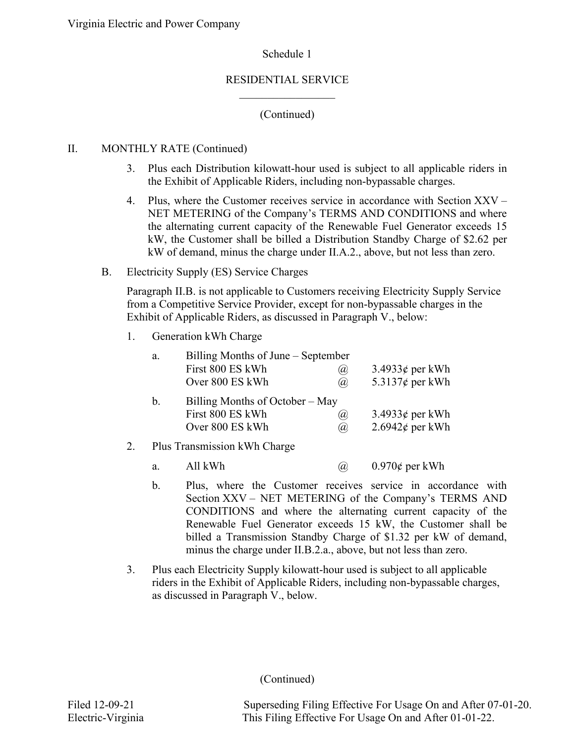Schedule 1

RESIDENTIAL SERVICE

(Continued)

II. MONTHLY RATE (Continued)

3. Plus each Distribution kilowatt-hour used is subject to all applicable riders in the Exhibit of Applicable Riders, including non-bypassable charges.

4. Plus, where the Customer receives service in accordance with Section XXV – NET METERING of the Company's TERMS AND CONDITIONS and where the alternating current capacity of the Renewable Fuel Generator exceeds 15 kW, the Customer shall be billed a Distribution Standby Charge of $2.62 per kW of demand, minus the charge under II.A.2., above, but not less than zero.

B. Electricity Supply (ES) Service Charges

Paragraph II.B. is not applicable to Customers receiving Electricity Supply Service from a Competitive Service Provider, except for non-bypassable charges in the Exhibit of Applicable Riders, as discussed in Paragraph V., below:

1. Generation kWh Charge

   a. Billing Months of June – September

   | | | |
   |---|---|---|
   | First 800 ES kWh | @ | 3.4933¢ per kWh |
   | Over 800 ES kWh | @ | 5.3137¢ per kWh |

   b. Billing Months of October – May

   | | | |
   |---|---|---|
   | First 800 ES kWh | @ | 3.4933¢ per kWh |
   | Over 800 ES kWh | @ | 2.6942¢ per kWh |

2. Plus Transmission kWh Charge

   a. All kWh @ 0.970¢ per kWh

   b. Plus, where the Customer receives service in accordance with Section XXV – NET METERING of the Company's TERMS AND CONDITIONS and where the alternating current capacity of the Renewable Fuel Generator exceeds 15 kW, the Customer shall be billed a Transmission Standby Charge of $1.32 per kW of demand, minus the charge under II.B.2.a., above, but not less than zero.

3. Plus each Electricity Supply kilowatt-hour used is subject to all applicable riders in the Exhibit of Applicable Riders, including non-bypassable charges, as discussed in Paragraph V., below.

(Continued)

Filed 12-09-21 Superseding Filing Effective For Usage On and After 07-01-20.
Electric-Virginia This Filing Effective For Usage On and After 01-01-22.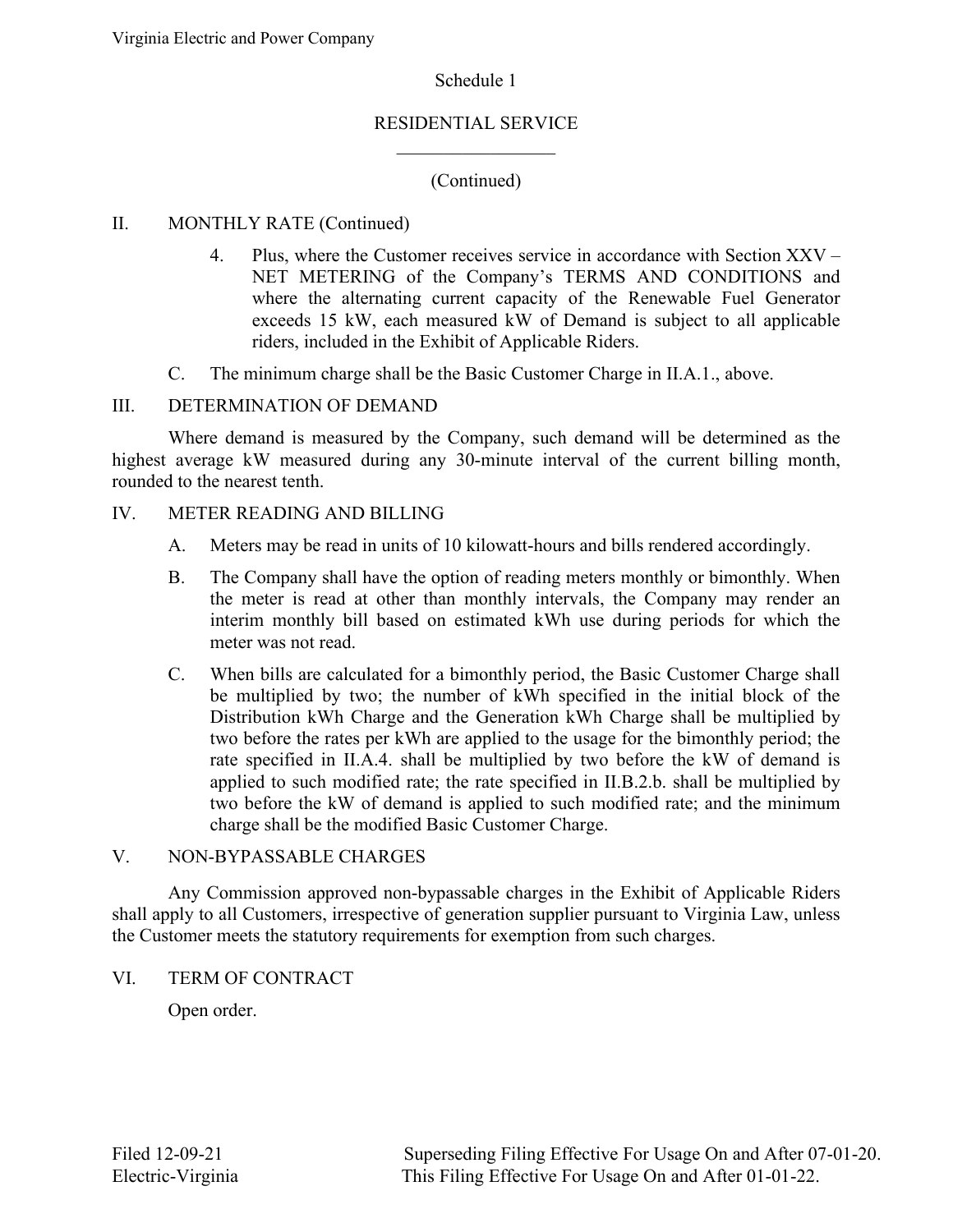Schedule 1

RESIDENTIAL SERVICE

(Continued)

II. MONTHLY RATE (Continued)

4. Plus, where the Customer receives service in accordance with Section XXV – NET METERING of the Company's TERMS AND CONDITIONS and where the alternating current capacity of the Renewable Fuel Generator exceeds 15 kW, each measured kW of Demand is subject to all applicable riders, included in the Exhibit of Applicable Riders.

C. The minimum charge shall be the Basic Customer Charge in II.A.1., above.

III. DETERMINATION OF DEMAND

Where demand is measured by the Company, such demand will be determined as the highest average kW measured during any 30-minute interval of the current billing month, rounded to the nearest tenth.

IV. METER READING AND BILLING

A. Meters may be read in units of 10 kilowatt-hours and bills rendered accordingly.

B. The Company shall have the option of reading meters monthly or bimonthly. When the meter is read at other than monthly intervals, the Company may render an interim monthly bill based on estimated kWh use during periods for which the meter was not read.

C. When bills are calculated for a bimonthly period, the Basic Customer Charge shall be multiplied by two; the number of kWh specified in the initial block of the Distribution kWh Charge and the Generation kWh Charge shall be multiplied by two before the rates per kWh are applied to the usage for the bimonthly period; the rate specified in II.A.4. shall be multiplied by two before the kW of demand is applied to such modified rate; the rate specified in II.B.2.b. shall be multiplied by two before the kW of demand is applied to such modified rate; and the minimum charge shall be the modified Basic Customer Charge.

V. NON-BYPASSABLE CHARGES

Any Commission approved non-bypassable charges in the Exhibit of Applicable Riders shall apply to all Customers, irrespective of generation supplier pursuant to Virginia Law, unless the Customer meets the statutory requirements for exemption from such charges.

VI. TERM OF CONTRACT

Open order.

Filed 12-09-21 Superseding Filing Effective For Usage On and After 07-01-20.
Electric-Virginia This Filing Effective For Usage On and After 01-01-22.